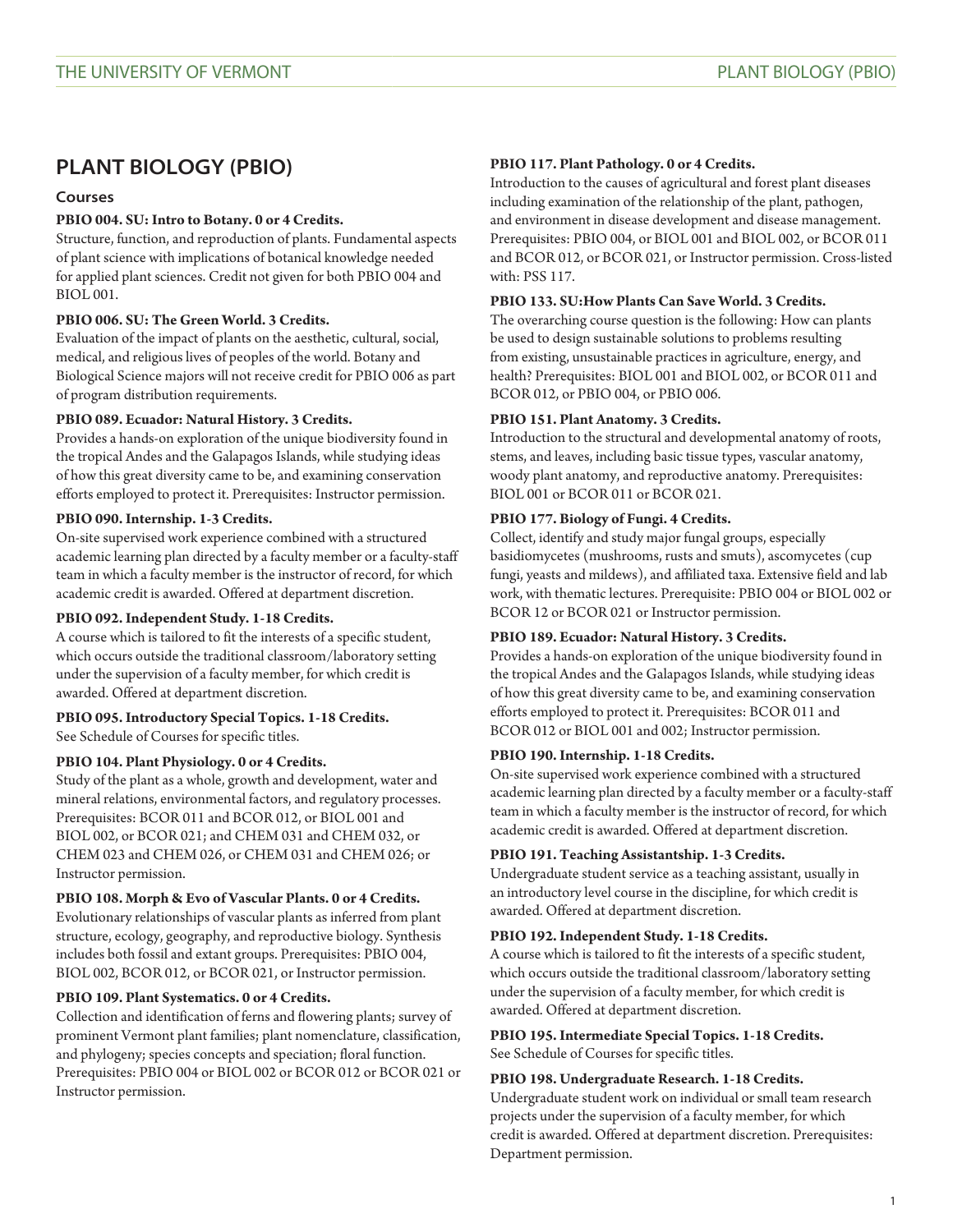# PLANT BIOLOGY (PBIO)

## Courses

**PBIO 004. SU: Intro to Botany. 0 or 4 Credits.**
Structure, function, and reproduction of plants. Fundamental aspects of plant science with implications of botanical knowledge needed for applied plant sciences. Credit not given for both PBIO 004 and BIOL 001.

**PBIO 006. SU: The Green World. 3 Credits.**
Evaluation of the impact of plants on the aesthetic, cultural, social, medical, and religious lives of peoples of the world. Botany and Biological Science majors will not receive credit for PBIO 006 as part of program distribution requirements.

**PBIO 089. Ecuador: Natural History. 3 Credits.**
Provides a hands-on exploration of the unique biodiversity found in the tropical Andes and the Galapagos Islands, while studying ideas of how this great diversity came to be, and examining conservation efforts employed to protect it. Prerequisites: Instructor permission.

**PBIO 090. Internship. 1-3 Credits.**
On-site supervised work experience combined with a structured academic learning plan directed by a faculty member or a faculty-staff team in which a faculty member is the instructor of record, for which academic credit is awarded. Offered at department discretion.

**PBIO 092. Independent Study. 1-18 Credits.**
A course which is tailored to fit the interests of a specific student, which occurs outside the traditional classroom/laboratory setting under the supervision of a faculty member, for which credit is awarded. Offered at department discretion.

**PBIO 095. Introductory Special Topics. 1-18 Credits.**
See Schedule of Courses for specific titles.

**PBIO 104. Plant Physiology. 0 or 4 Credits.**
Study of the plant as a whole, growth and development, water and mineral relations, environmental factors, and regulatory processes. Prerequisites: BCOR 011 and BCOR 012, or BIOL 001 and BIOL 002, or BCOR 021; and CHEM 031 and CHEM 032, or CHEM 023 and CHEM 026, or CHEM 031 and CHEM 026; or Instructor permission.

**PBIO 108. Morph & Evo of Vascular Plants. 0 or 4 Credits.**
Evolutionary relationships of vascular plants as inferred from plant structure, ecology, geography, and reproductive biology. Synthesis includes both fossil and extant groups. Prerequisites: PBIO 004, BIOL 002, BCOR 012, or BCOR 021, or Instructor permission.

**PBIO 109. Plant Systematics. 0 or 4 Credits.**
Collection and identification of ferns and flowering plants; survey of prominent Vermont plant families; plant nomenclature, classification, and phylogeny; species concepts and speciation; floral function. Prerequisites: PBIO 004 or BIOL 002 or BCOR 012 or BCOR 021 or Instructor permission.

**PBIO 117. Plant Pathology. 0 or 4 Credits.**
Introduction to the causes of agricultural and forest plant diseases including examination of the relationship of the plant, pathogen, and environment in disease development and disease management. Prerequisites: PBIO 004, or BIOL 001 and BIOL 002, or BCOR 011 and BCOR 012, or BCOR 021, or Instructor permission. Cross-listed with: PSS 117.

**PBIO 133. SU:How Plants Can Save World. 3 Credits.**
The overarching course question is the following: How can plants be used to design sustainable solutions to problems resulting from existing, unsustainable practices in agriculture, energy, and health? Prerequisites: BIOL 001 and BIOL 002, or BCOR 011 and BCOR 012, or PBIO 004, or PBIO 006.

**PBIO 151. Plant Anatomy. 3 Credits.**
Introduction to the structural and developmental anatomy of roots, stems, and leaves, including basic tissue types, vascular anatomy, woody plant anatomy, and reproductive anatomy. Prerequisites: BIOL 001 or BCOR 011 or BCOR 021.

**PBIO 177. Biology of Fungi. 4 Credits.**
Collect, identify and study major fungal groups, especially basidiomycetes (mushrooms, rusts and smuts), ascomycetes (cup fungi, yeasts and mildews), and affiliated taxa. Extensive field and lab work, with thematic lectures. Prerequisite: PBIO 004 or BIOL 002 or BCOR 12 or BCOR 021 or Instructor permission.

**PBIO 189. Ecuador: Natural History. 3 Credits.**
Provides a hands-on exploration of the unique biodiversity found in the tropical Andes and the Galapagos Islands, while studying ideas of how this great diversity came to be, and examining conservation efforts employed to protect it. Prerequisites: BCOR 011 and BCOR 012 or BIOL 001 and 002; Instructor permission.

**PBIO 190. Internship. 1-18 Credits.**
On-site supervised work experience combined with a structured academic learning plan directed by a faculty member or a faculty-staff team in which a faculty member is the instructor of record, for which academic credit is awarded. Offered at department discretion.

**PBIO 191. Teaching Assistantship. 1-3 Credits.**
Undergraduate student service as a teaching assistant, usually in an introductory level course in the discipline, for which credit is awarded. Offered at department discretion.

**PBIO 192. Independent Study. 1-18 Credits.**
A course which is tailored to fit the interests of a specific student, which occurs outside the traditional classroom/laboratory setting under the supervision of a faculty member, for which credit is awarded. Offered at department discretion.

**PBIO 195. Intermediate Special Topics. 1-18 Credits.**
See Schedule of Courses for specific titles.

**PBIO 198. Undergraduate Research. 1-18 Credits.**
Undergraduate student work on individual or small team research projects under the supervision of a faculty member, for which credit is awarded. Offered at department discretion. Prerequisites: Department permission.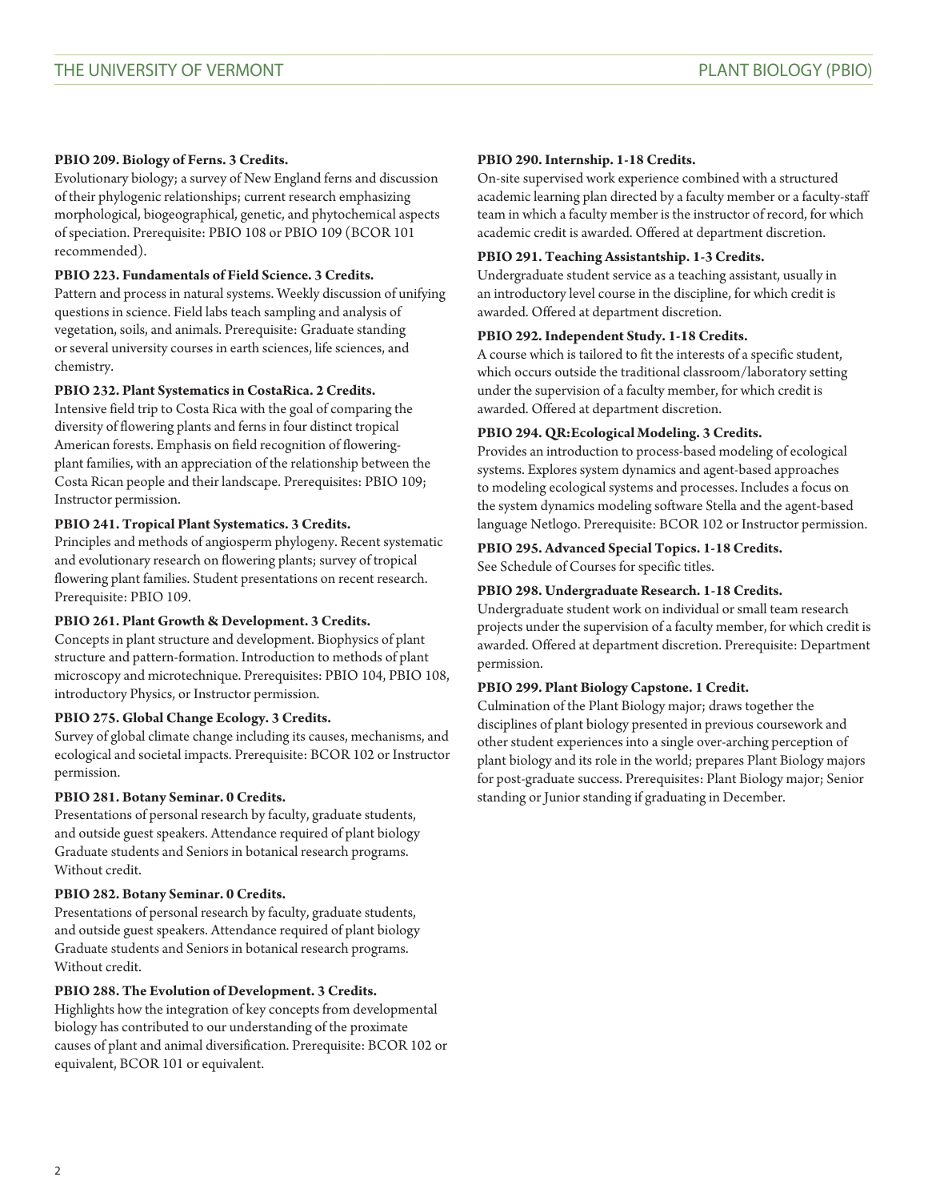**PBIO 209. Biology of Ferns. 3 Credits.**
Evolutionary biology; a survey of New England ferns and discussion of their phylogenic relationships; current research emphasizing morphological, biogeographical, genetic, and phytochemical aspects of speciation. Prerequisite: PBIO 108 or PBIO 109 (BCOR 101 recommended).

**PBIO 223. Fundamentals of Field Science. 3 Credits.**
Pattern and process in natural systems. Weekly discussion of unifying questions in science. Field labs teach sampling and analysis of vegetation, soils, and animals. Prerequisite: Graduate standing or several university courses in earth sciences, life sciences, and chemistry.

**PBIO 232. Plant Systematics in CostaRica. 2 Credits.**
Intensive field trip to Costa Rica with the goal of comparing the diversity of flowering plants and ferns in four distinct tropical American forests. Emphasis on field recognition of flowering-plant families, with an appreciation of the relationship between the Costa Rican people and their landscape. Prerequisites: PBIO 109; Instructor permission.

**PBIO 241. Tropical Plant Systematics. 3 Credits.**
Principles and methods of angiosperm phylogeny. Recent systematic and evolutionary research on flowering plants; survey of tropical flowering plant families. Student presentations on recent research. Prerequisite: PBIO 109.

**PBIO 261. Plant Growth & Development. 3 Credits.**
Concepts in plant structure and development. Biophysics of plant structure and pattern-formation. Introduction to methods of plant microscopy and microtechnique. Prerequisites: PBIO 104, PBIO 108, introductory Physics, or Instructor permission.

**PBIO 275. Global Change Ecology. 3 Credits.**
Survey of global climate change including its causes, mechanisms, and ecological and societal impacts. Prerequisite: BCOR 102 or Instructor permission.

**PBIO 281. Botany Seminar. 0 Credits.**
Presentations of personal research by faculty, graduate students, and outside guest speakers. Attendance required of plant biology Graduate students and Seniors in botanical research programs. Without credit.

**PBIO 282. Botany Seminar. 0 Credits.**
Presentations of personal research by faculty, graduate students, and outside guest speakers. Attendance required of plant biology Graduate students and Seniors in botanical research programs. Without credit.

**PBIO 288. The Evolution of Development. 3 Credits.**
Highlights how the integration of key concepts from developmental biology has contributed to our understanding of the proximate causes of plant and animal diversification. Prerequisite: BCOR 102 or equivalent, BCOR 101 or equivalent.

**PBIO 290. Internship. 1-18 Credits.**
On-site supervised work experience combined with a structured academic learning plan directed by a faculty member or a faculty-staff team in which a faculty member is the instructor of record, for which academic credit is awarded. Offered at department discretion.

**PBIO 291. Teaching Assistantship. 1-3 Credits.**
Undergraduate student service as a teaching assistant, usually in an introductory level course in the discipline, for which credit is awarded. Offered at department discretion.

**PBIO 292. Independent Study. 1-18 Credits.**
A course which is tailored to fit the interests of a specific student, which occurs outside the traditional classroom/laboratory setting under the supervision of a faculty member, for which credit is awarded. Offered at department discretion.

**PBIO 294. QR:Ecological Modeling. 3 Credits.**
Provides an introduction to process-based modeling of ecological systems. Explores system dynamics and agent-based approaches to modeling ecological systems and processes. Includes a focus on the system dynamics modeling software Stella and the agent-based language Netlogo. Prerequisite: BCOR 102 or Instructor permission.

**PBIO 295. Advanced Special Topics. 1-18 Credits.**
See Schedule of Courses for specific titles.

**PBIO 298. Undergraduate Research. 1-18 Credits.**
Undergraduate student work on individual or small team research projects under the supervision of a faculty member, for which credit is awarded. Offered at department discretion. Prerequisite: Department permission.

**PBIO 299. Plant Biology Capstone. 1 Credit.**
Culmination of the Plant Biology major; draws together the disciplines of plant biology presented in previous coursework and other student experiences into a single over-arching perception of plant biology and its role in the world; prepares Plant Biology majors for post-graduate success. Prerequisites: Plant Biology major; Senior standing or Junior standing if graduating in December.